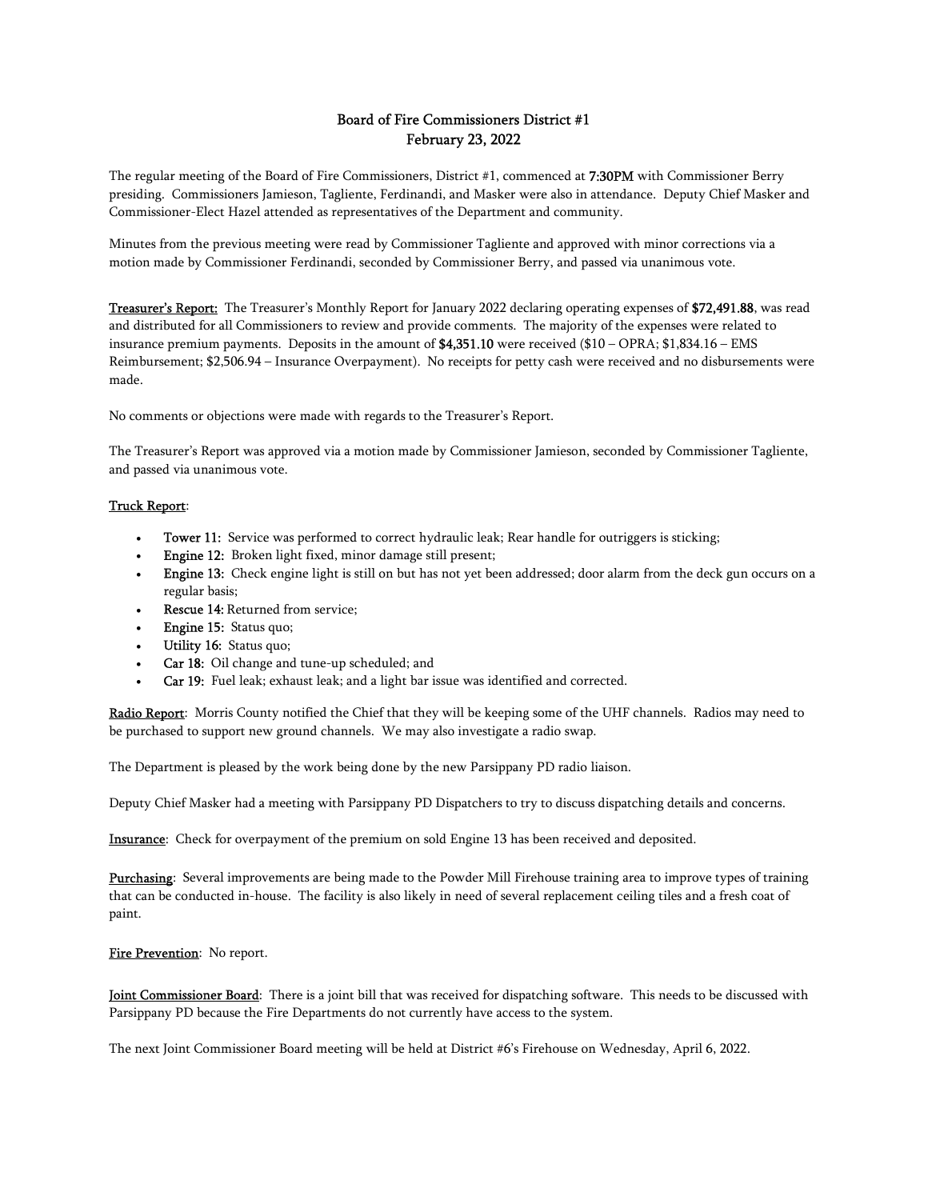# Board of Fire Commissioners District #1
## February 23, 2022

The regular meeting of the Board of Fire Commissioners, District #1, commenced at **7:30PM** with Commissioner Berry presiding. Commissioners Jamieson, Tagliente, Ferdinandi, and Masker were also in attendance. Deputy Chief Masker and Commissioner-Elect Hazel attended as representatives of the Department and community.

Minutes from the previous meeting were read by Commissioner Tagliente and approved with minor corrections via a motion made by Commissioner Ferdinandi, seconded by Commissioner Berry, and passed via unanimous vote.

**Treasurer's Report:** The Treasurer's Monthly Report for January 2022 declaring operating expenses of **$72,491.88**, was read and distributed for all Commissioners to review and provide comments. The majority of the expenses were related to insurance premium payments. Deposits in the amount of **$4,351.10** were received ($10 – OPRA; $1,834.16 – EMS Reimbursement; $2,506.94 – Insurance Overpayment). No receipts for petty cash were received and no disbursements were made.

No comments or objections were made with regards to the Treasurer's Report.

The Treasurer's Report was approved via a motion made by Commissioner Jamieson, seconded by Commissioner Tagliente, and passed via unanimous vote.

**Truck Report**:

- **Tower 11:** Service was performed to correct hydraulic leak; Rear handle for outriggers is sticking;
- **Engine 12:** Broken light fixed, minor damage still present;
- **Engine 13:** Check engine light is still on but has not yet been addressed; door alarm from the deck gun occurs on a regular basis;
- **Rescue 14:** Returned from service;
- **Engine 15:** Status quo;
- **Utility 16:** Status quo;
- **Car 18:** Oil change and tune-up scheduled; and
- **Car 19:** Fuel leak; exhaust leak; and a light bar issue was identified and corrected.

**Radio Report**: Morris County notified the Chief that they will be keeping some of the UHF channels. Radios may need to be purchased to support new ground channels. We may also investigate a radio swap.

The Department is pleased by the work being done by the new Parsippany PD radio liaison.

Deputy Chief Masker had a meeting with Parsippany PD Dispatchers to try to discuss dispatching details and concerns.

**Insurance**: Check for overpayment of the premium on sold Engine 13 has been received and deposited.

**Purchasing**: Several improvements are being made to the Powder Mill Firehouse training area to improve types of training that can be conducted in-house. The facility is also likely in need of several replacement ceiling tiles and a fresh coat of paint.

**Fire Prevention**: No report.

**Joint Commissioner Board**: There is a joint bill that was received for dispatching software. This needs to be discussed with Parsippany PD because the Fire Departments do not currently have access to the system.

The next Joint Commissioner Board meeting will be held at District #6's Firehouse on Wednesday, April 6, 2022.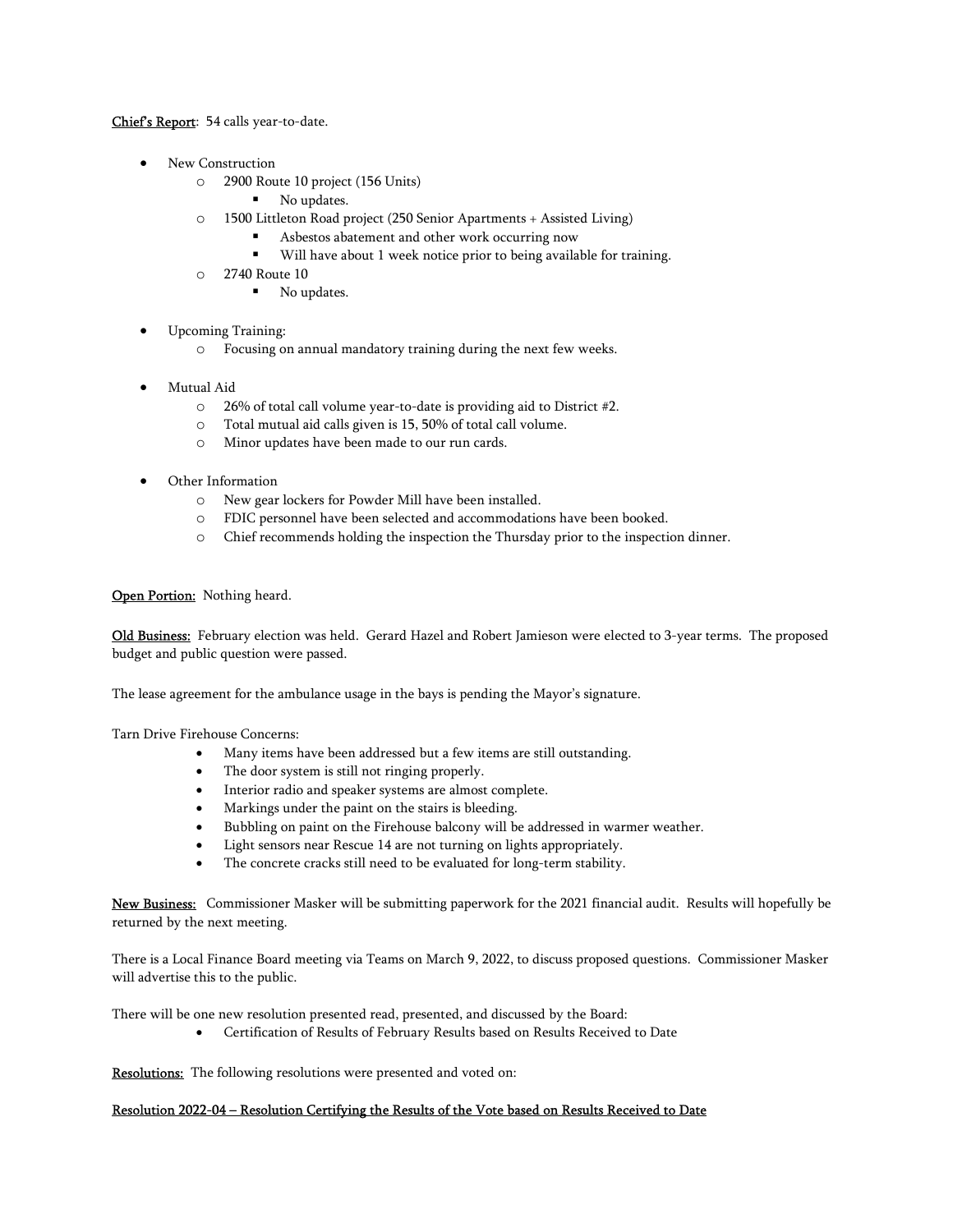<u>Chief's Report</u>: 54 calls year-to-date.

- New Construction
  - 2900 Route 10 project (156 Units)
    - No updates.
  - 1500 Littleton Road project (250 Senior Apartments + Assisted Living)
    - Asbestos abatement and other work occurring now
    - Will have about 1 week notice prior to being available for training.
  - 2740 Route 10
    - No updates.

- Upcoming Training:
  - Focusing on annual mandatory training during the next few weeks.

- Mutual Aid
  - 26% of total call volume year-to-date is providing aid to District #2.
  - Total mutual aid calls given is 15, 50% of total call volume.
  - Minor updates have been made to our run cards.

- Other Information
  - New gear lockers for Powder Mill have been installed.
  - FDIC personnel have been selected and accommodations have been booked.
  - Chief recommends holding the inspection the Thursday prior to the inspection dinner.

<u>Open Portion:</u> Nothing heard.

<u>Old Business:</u> February election was held. Gerard Hazel and Robert Jamieson were elected to 3-year terms. The proposed budget and public question were passed.

The lease agreement for the ambulance usage in the bays is pending the Mayor's signature.

Tarn Drive Firehouse Concerns:

- Many items have been addressed but a few items are still outstanding.
- The door system is still not ringing properly.
- Interior radio and speaker systems are almost complete.
- Markings under the paint on the stairs is bleeding.
- Bubbling on paint on the Firehouse balcony will be addressed in warmer weather.
- Light sensors near Rescue 14 are not turning on lights appropriately.
- The concrete cracks still need to be evaluated for long-term stability.

<u>New Business:</u> Commissioner Masker will be submitting paperwork for the 2021 financial audit. Results will hopefully be returned by the next meeting.

There is a Local Finance Board meeting via Teams on March 9, 2022, to discuss proposed questions. Commissioner Masker will advertise this to the public.

There will be one new resolution presented read, presented, and discussed by the Board:

- Certification of Results of February Results based on Results Received to Date

<u>Resolutions:</u> The following resolutions were presented and voted on:

<u>Resolution 2022-04 – Resolution Certifying the Results of the Vote based on Results Received to Date</u>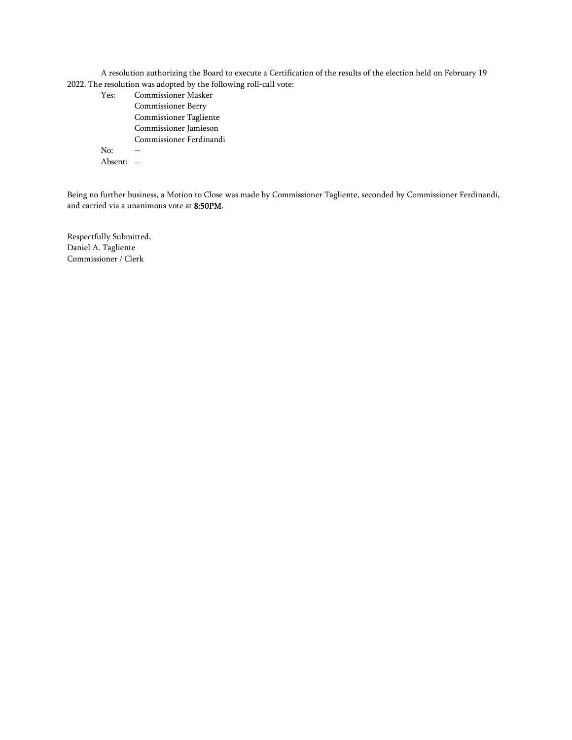A resolution authorizing the Board to execute a Certification of the results of the election held on February 19 2022. The resolution was adopted by the following roll-call vote:

Yes: Commissioner Masker
Commissioner Berry
Commissioner Tagliente
Commissioner Jamieson
Commissioner Ferdinandi

No: --

Absent: --

Being no further business, a Motion to Close was made by Commissioner Tagliente, seconded by Commissioner Ferdinandi, and carried via a unanimous vote at **8:50PM**.

Respectfully Submitted,
Daniel A. Tagliente
Commissioner / Clerk